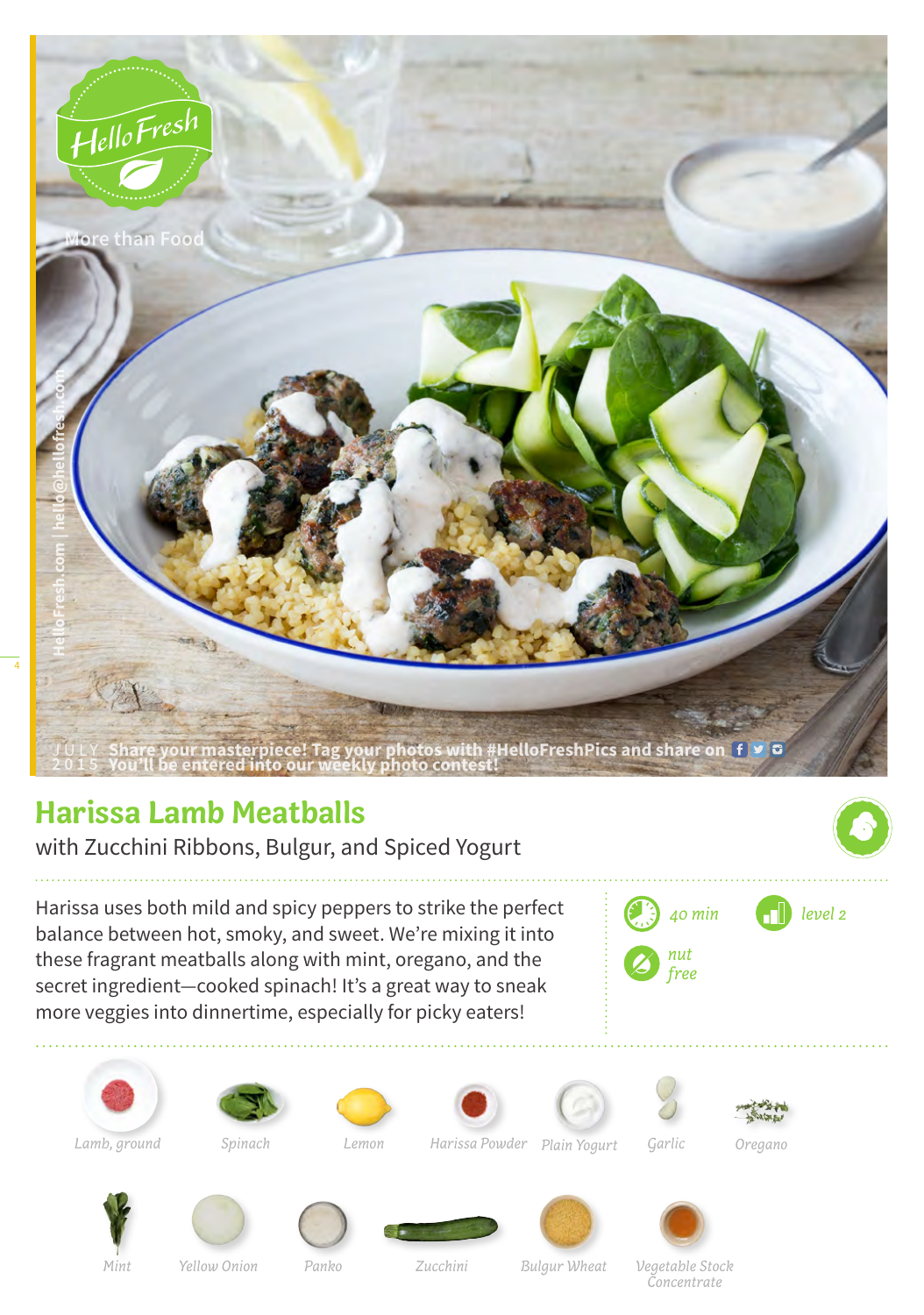HelloFresh

More than Food

HelloFresh.com | hello@hellofresh.com

JULY 2015 Share your masterpiece! Tag your photos with #HelloFreshPics and share on  
You'll be entered into our weekly photo contest!

# Harissa Lamb Meatballs

with Zucchini Ribbons, Bulgur, and Spiced Yogurt

Harissa uses both mild and spicy peppers to strike the perfect balance between hot, smoky, and sweet. We're mixing it into these fragrant meatballs along with mint, oregano, and the secret ingredient—cooked spinach! It's a great way to sneak more veggies into dinnertime, especially for picky eaters!

*40 min*

*level 2*

*nut free*

*Lamb, ground*
*Spinach*
*Lemon*
*Harissa Powder*
*Plain Yogurt*
*Garlic*
*Oregano*
*Mint*
*Yellow Onion*
*Panko*
*Zucchini*
*Bulgur Wheat*
*Vegetable Stock Concentrate*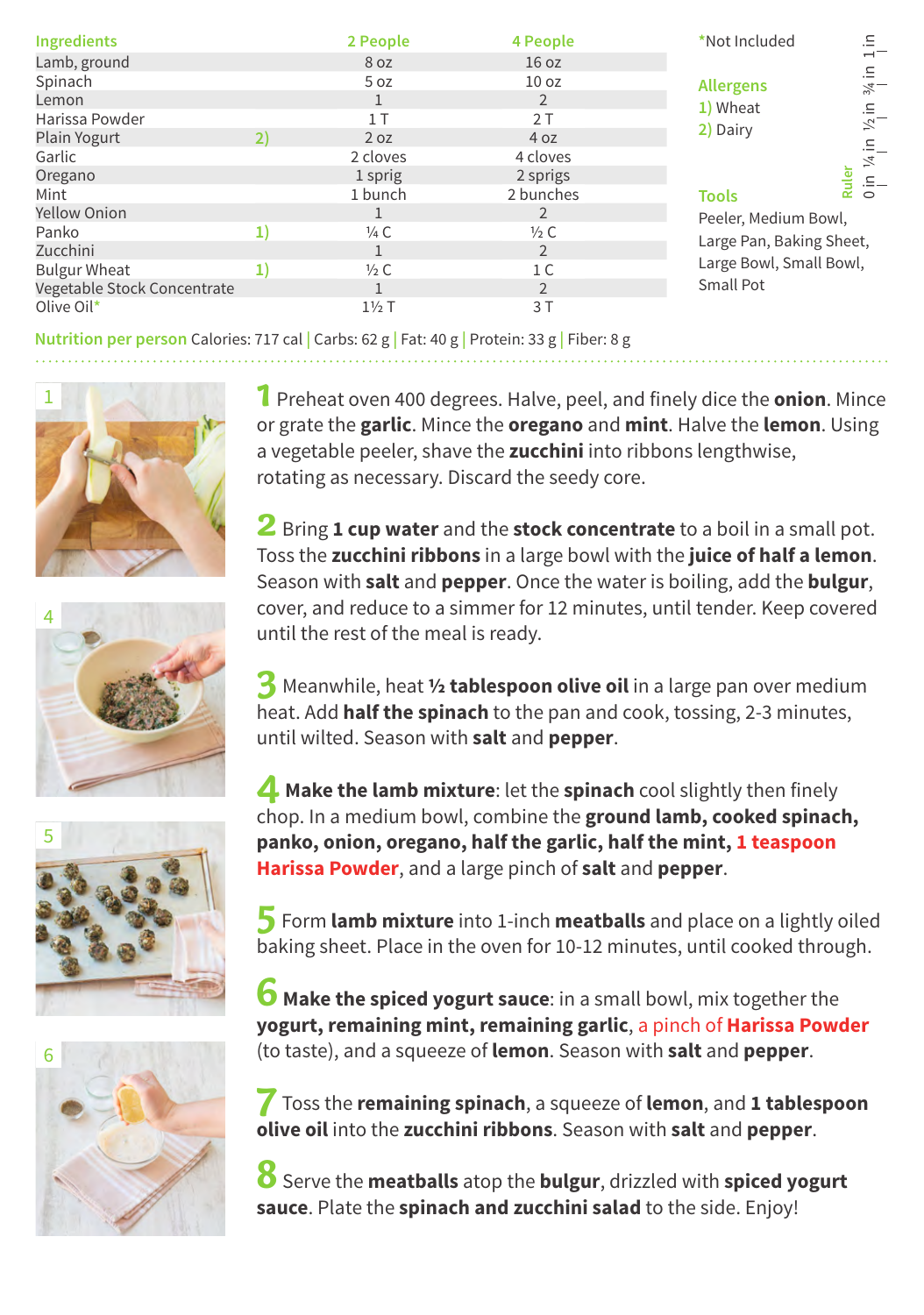| Ingredients | | 2 People | 4 People |
|---|---|---|---|
| Lamb, ground | | 8 oz | 16 oz |
| Spinach | | 5 oz | 10 oz |
| Lemon | | 1 | 2 |
| Harissa Powder | | 1 T | 2 T |
| Plain Yogurt | 2) | 2 oz | 4 oz |
| Garlic | | 2 cloves | 4 cloves |
| Oregano | | 1 sprig | 2 sprigs |
| Mint | | 1 bunch | 2 bunches |
| Yellow Onion | | 1 | 2 |
| Panko | 1) | ¼ C | ½ C |
| Zucchini | | 1 | 2 |
| Bulgur Wheat | 1) | ½ C | 1 C |
| Vegetable Stock Concentrate | | 1 | 2 |
| Olive Oil* | | 1½ T | 3 T |

*Not Included

**Allergens**
1) Wheat
2) Dairy

**Tools**
Peeler, Medium Bowl, Large Pan, Baking Sheet, Large Bowl, Small Bowl, Small Pot

Ruler: 0 in, ¼ in, ½ in, ¾ in, 1 in

**Nutrition per person** Calories: 717 cal | Carbs: 62 g | Fat: 40 g | Protein: 33 g | Fiber: 8 g

**1** Preheat oven 400 degrees. Halve, peel, and finely dice the **onion**. Mince or grate the **garlic**. Mince the **oregano** and **mint**. Halve the **lemon**. Using a vegetable peeler, shave the **zucchini** into ribbons lengthwise, rotating as necessary. Discard the seedy core.

**2** Bring **1 cup water** and the **stock concentrate** to a boil in a small pot. Toss the **zucchini ribbons** in a large bowl with the **juice of half a lemon**. Season with **salt** and **pepper**. Once the water is boiling, add the **bulgur**, cover, and reduce to a simmer for 12 minutes, until tender. Keep covered until the rest of the meal is ready.

**3** Meanwhile, heat **½ tablespoon olive oil** in a large pan over medium heat. Add **half the spinach** to the pan and cook, tossing, 2-3 minutes, until wilted. Season with **salt** and **pepper**.

**4** **Make the lamb mixture**: let the **spinach** cool slightly then finely chop. In a medium bowl, combine the **ground lamb, cooked spinach, panko, onion, oregano, half the garlic, half the mint, 1 teaspoon Harissa Powder**, and a large pinch of **salt** and **pepper**.

**5** Form **lamb mixture** into 1-inch **meatballs** and place on a lightly oiled baking sheet. Place in the oven for 10-12 minutes, until cooked through.

**6** **Make the spiced yogurt sauce**: in a small bowl, mix together the **yogurt, remaining mint, remaining garlic**, a pinch of **Harissa Powder** (to taste), and a squeeze of **lemon**. Season with **salt** and **pepper**.

**7** Toss the **remaining spinach**, a squeeze of **lemon**, and **1 tablespoon olive oil** into the **zucchini ribbons**. Season with **salt** and **pepper**.

**8** Serve the **meatballs** atop the **bulgur**, drizzled with **spiced yogurt sauce**. Plate the **spinach and zucchini salad** to the side. Enjoy!